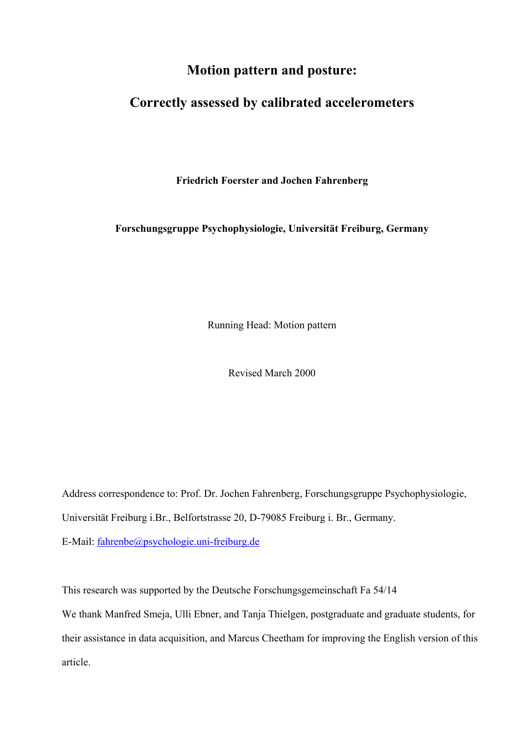# Motion pattern and posture:

# Correctly assessed by calibrated accelerometers

**Friedrich Foerster and Jochen Fahrenberg**

**Forschungsgruppe Psychophysiologie, Universität Freiburg, Germany**

Running Head: Motion pattern

Revised March 2000

Address correspondence to: Prof. Dr. Jochen Fahrenberg, Forschungsgruppe Psychophysiologie, Universität Freiburg i.Br., Belfortstrasse 20, D-79085 Freiburg i. Br., Germany.

E-Mail: fahrenbe@psychologie.uni-freiburg.de

This research was supported by the Deutsche Forschungsgemeinschaft Fa 54/14

We thank Manfred Smeja, Ulli Ebner, and Tanja Thielgen, postgraduate and graduate students, for their assistance in data acquisition, and Marcus Cheetham for improving the English version of this article.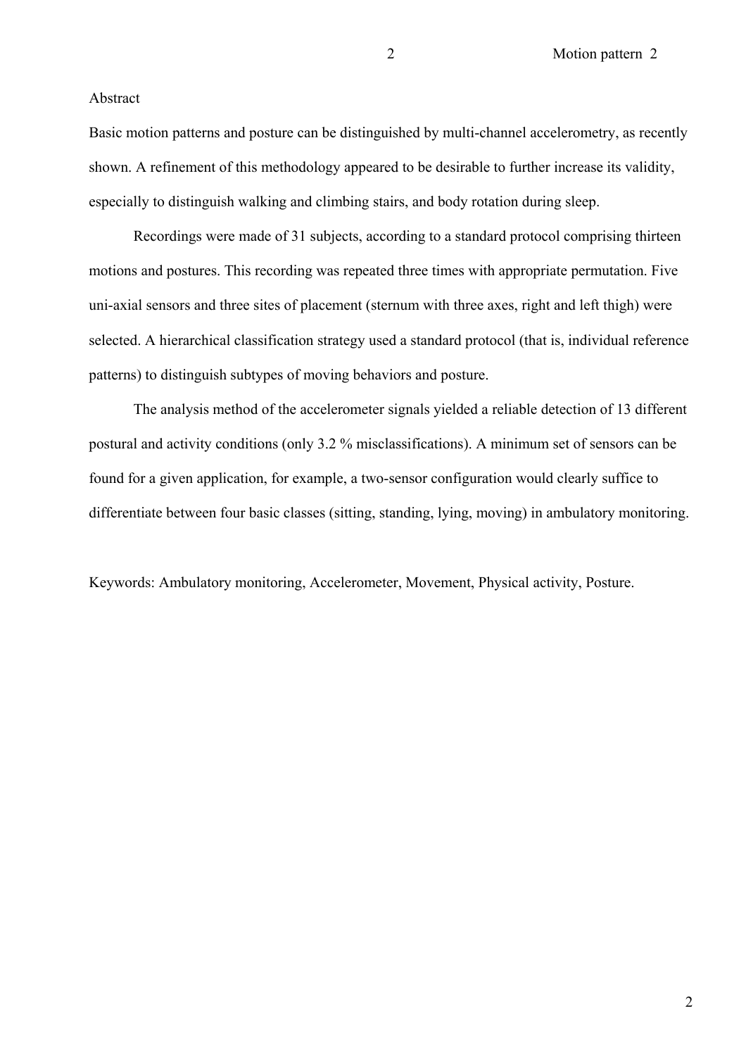## Abstract

Basic motion patterns and posture can be distinguished by multi-channel accelerometry, as recently shown. A refinement of this methodology appeared to be desirable to further increase its validity, especially to distinguish walking and climbing stairs, and body rotation during sleep.

Recordings were made of 31 subjects, according to a standard protocol comprising thirteen motions and postures. This recording was repeated three times with appropriate permutation. Five uni-axial sensors and three sites of placement (sternum with three axes, right and left thigh) were selected. A hierarchical classification strategy used a standard protocol (that is, individual reference patterns) to distinguish subtypes of moving behaviors and posture.

The analysis method of the accelerometer signals yielded a reliable detection of 13 different postural and activity conditions (only 3.2 % misclassifications). A minimum set of sensors can be found for a given application, for example, a two-sensor configuration would clearly suffice to differentiate between four basic classes (sitting, standing, lying, moving) in ambulatory monitoring.

Keywords: Ambulatory monitoring, Accelerometer, Movement, Physical activity, Posture.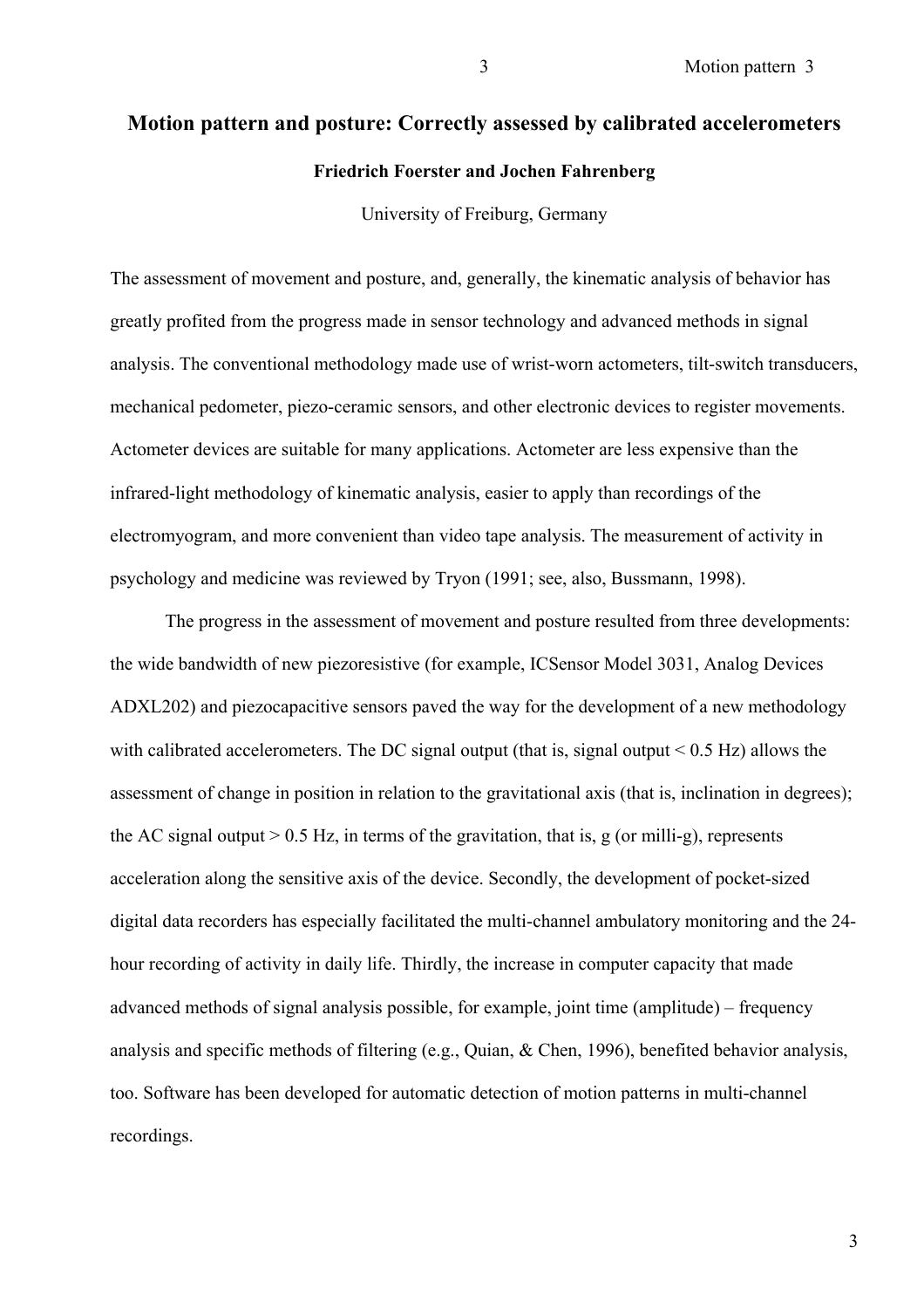# Motion pattern and posture: Correctly assessed by calibrated accelerometers

**Friedrich Foerster and Jochen Fahrenberg**

University of Freiburg, Germany

The assessment of movement and posture, and, generally, the kinematic analysis of behavior has greatly profited from the progress made in sensor technology and advanced methods in signal analysis. The conventional methodology made use of wrist-worn actometers, tilt-switch transducers, mechanical pedometer, piezo-ceramic sensors, and other electronic devices to register movements. Actometer devices are suitable for many applications. Actometer are less expensive than the infrared-light methodology of kinematic analysis, easier to apply than recordings of the electromyogram, and more convenient than video tape analysis. The measurement of activity in psychology and medicine was reviewed by Tryon (1991; see, also, Bussmann, 1998).

The progress in the assessment of movement and posture resulted from three developments: the wide bandwidth of new piezoresistive (for example, ICSensor Model 3031, Analog Devices ADXL202) and piezocapacitive sensors paved the way for the development of a new methodology with calibrated accelerometers. The DC signal output (that is, signal output < 0.5 Hz) allows the assessment of change in position in relation to the gravitational axis (that is, inclination in degrees); the AC signal output > 0.5 Hz, in terms of the gravitation, that is, g (or milli-g), represents acceleration along the sensitive axis of the device. Secondly, the development of pocket-sized digital data recorders has especially facilitated the multi-channel ambulatory monitoring and the 24-hour recording of activity in daily life. Thirdly, the increase in computer capacity that made advanced methods of signal analysis possible, for example, joint time (amplitude) – frequency analysis and specific methods of filtering (e.g., Quian, & Chen, 1996), benefited behavior analysis, too. Software has been developed for automatic detection of motion patterns in multi-channel recordings.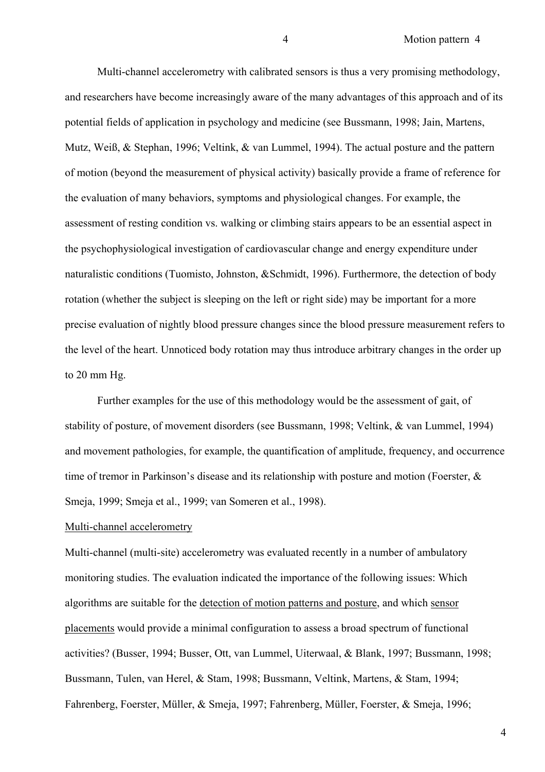Multi-channel accelerometry with calibrated sensors is thus a very promising methodology, and researchers have become increasingly aware of the many advantages of this approach and of its potential fields of application in psychology and medicine (see Bussmann, 1998; Jain, Martens, Mutz, Weiß, & Stephan, 1996; Veltink, & van Lummel, 1994). The actual posture and the pattern of motion (beyond the measurement of physical activity) basically provide a frame of reference for the evaluation of many behaviors, symptoms and physiological changes. For example, the assessment of resting condition vs. walking or climbing stairs appears to be an essential aspect in the psychophysiological investigation of cardiovascular change and energy expenditure under naturalistic conditions (Tuomisto, Johnston, &Schmidt, 1996). Furthermore, the detection of body rotation (whether the subject is sleeping on the left or right side) may be important for a more precise evaluation of nightly blood pressure changes since the blood pressure measurement refers to the level of the heart. Unnoticed body rotation may thus introduce arbitrary changes in the order up to 20 mm Hg.

Further examples for the use of this methodology would be the assessment of gait, of stability of posture, of movement disorders (see Bussmann, 1998; Veltink, & van Lummel, 1994) and movement pathologies, for example, the quantification of amplitude, frequency, and occurrence time of tremor in Parkinson's disease and its relationship with posture and motion (Foerster, & Smeja, 1999; Smeja et al., 1999; van Someren et al., 1998).

<u>Multi-channel accelerometry</u>

Multi-channel (multi-site) accelerometry was evaluated recently in a number of ambulatory monitoring studies. The evaluation indicated the importance of the following issues: Which algorithms are suitable for the <u>detection of motion patterns and posture</u>, and which <u>sensor placements</u> would provide a minimal configuration to assess a broad spectrum of functional activities? (Busser, 1994; Busser, Ott, van Lummel, Uiterwaal, & Blank, 1997; Bussmann, 1998; Bussmann, Tulen, van Herel, & Stam, 1998; Bussmann, Veltink, Martens, & Stam, 1994; Fahrenberg, Foerster, Müller, & Smeja, 1997; Fahrenberg, Müller, Foerster, & Smeja, 1996;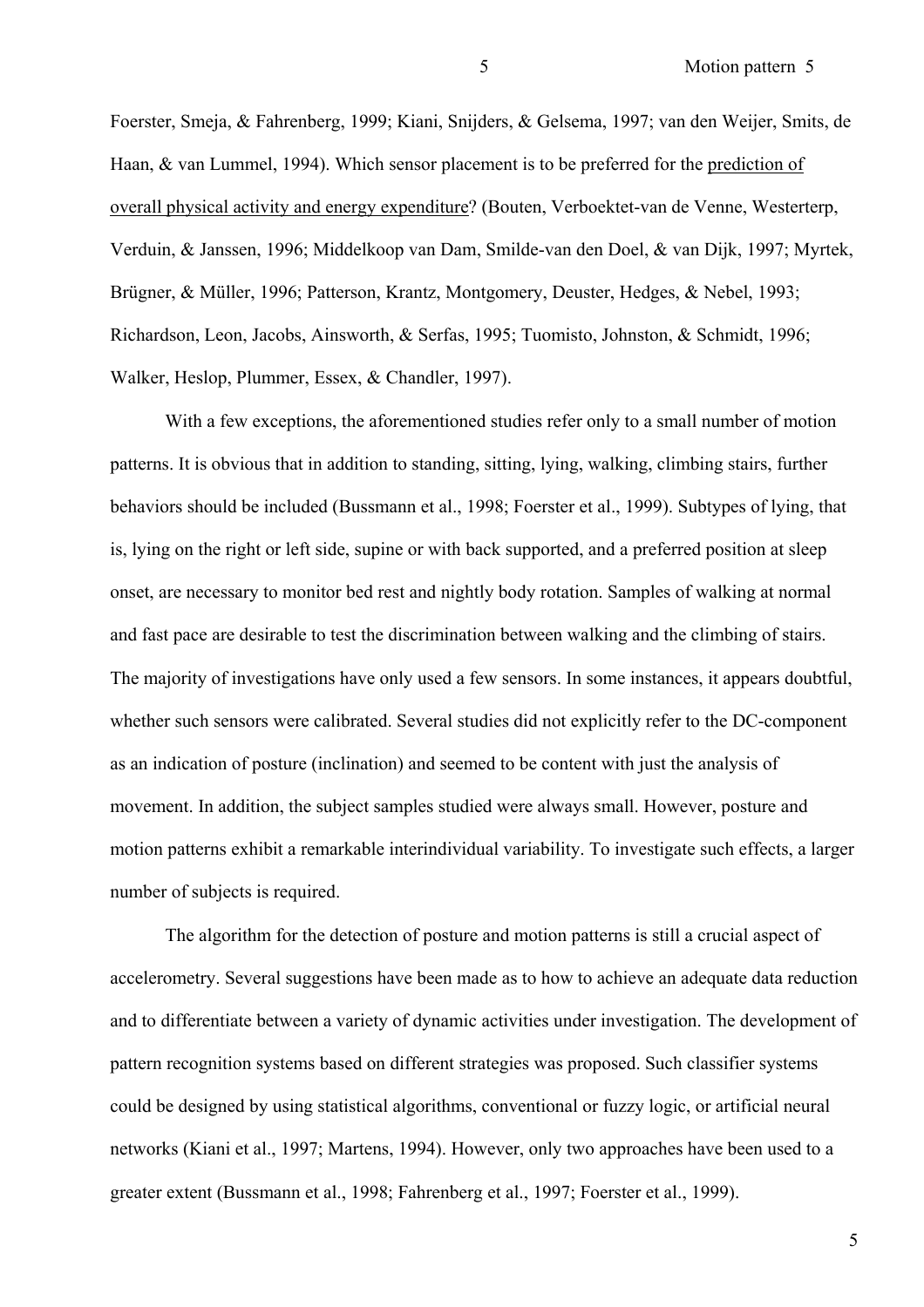Foerster, Smeja, & Fahrenberg, 1999; Kiani, Snijders, & Gelsema, 1997; van den Weijer, Smits, de Haan, & van Lummel, 1994). Which sensor placement is to be preferred for the <u>prediction of overall physical activity and energy expenditure</u>? (Bouten, Verboektet-van de Venne, Westerterp, Verduin, & Janssen, 1996; Middelkoop van Dam, Smilde-van den Doel, & van Dijk, 1997; Myrtek, Brügner, & Müller, 1996; Patterson, Krantz, Montgomery, Deuster, Hedges, & Nebel, 1993; Richardson, Leon, Jacobs, Ainsworth, & Serfas, 1995; Tuomisto, Johnston, & Schmidt, 1996; Walker, Heslop, Plummer, Essex, & Chandler, 1997).

With a few exceptions, the aforementioned studies refer only to a small number of motion patterns. It is obvious that in addition to standing, sitting, lying, walking, climbing stairs, further behaviors should be included (Bussmann et al., 1998; Foerster et al., 1999). Subtypes of lying, that is, lying on the right or left side, supine or with back supported, and a preferred position at sleep onset, are necessary to monitor bed rest and nightly body rotation. Samples of walking at normal and fast pace are desirable to test the discrimination between walking and the climbing of stairs. The majority of investigations have only used a few sensors. In some instances, it appears doubtful, whether such sensors were calibrated. Several studies did not explicitly refer to the DC-component as an indication of posture (inclination) and seemed to be content with just the analysis of movement. In addition, the subject samples studied were always small. However, posture and motion patterns exhibit a remarkable interindividual variability. To investigate such effects, a larger number of subjects is required.

The algorithm for the detection of posture and motion patterns is still a crucial aspect of accelerometry. Several suggestions have been made as to how to achieve an adequate data reduction and to differentiate between a variety of dynamic activities under investigation. The development of pattern recognition systems based on different strategies was proposed. Such classifier systems could be designed by using statistical algorithms, conventional or fuzzy logic, or artificial neural networks (Kiani et al., 1997; Martens, 1994). However, only two approaches have been used to a greater extent (Bussmann et al., 1998; Fahrenberg et al., 1997; Foerster et al., 1999).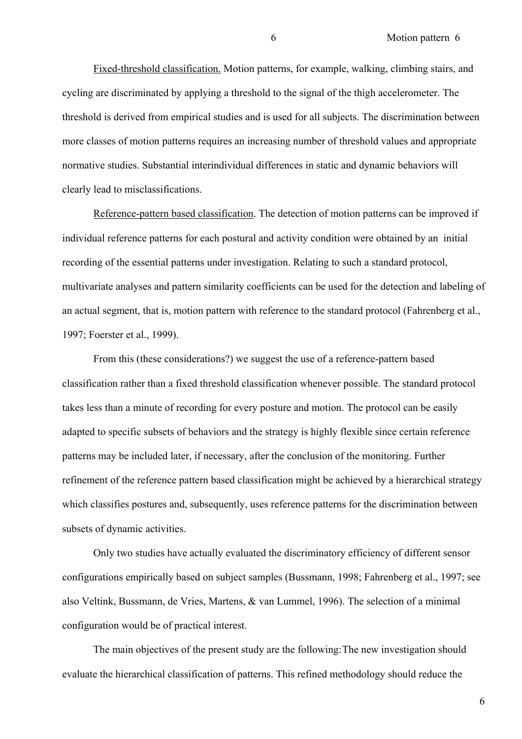Fixed-threshold classification. Motion patterns, for example, walking, climbing stairs, and cycling are discriminated by applying a threshold to the signal of the thigh accelerometer. The threshold is derived from empirical studies and is used for all subjects. The discrimination between more classes of motion patterns requires an increasing number of threshold values and appropriate normative studies. Substantial interindividual differences in static and dynamic behaviors will clearly lead to misclassifications.

Reference-pattern based classification. The detection of motion patterns can be improved if individual reference patterns for each postural and activity condition were obtained by an initial recording of the essential patterns under investigation. Relating to such a standard protocol, multivariate analyses and pattern similarity coefficients can be used for the detection and labeling of an actual segment, that is, motion pattern with reference to the standard protocol (Fahrenberg et al., 1997; Foerster et al., 1999).

From this (these considerations?) we suggest the use of a reference-pattern based classification rather than a fixed threshold classification whenever possible. The standard protocol takes less than a minute of recording for every posture and motion. The protocol can be easily adapted to specific subsets of behaviors and the strategy is highly flexible since certain reference patterns may be included later, if necessary, after the conclusion of the monitoring. Further refinement of the reference pattern based classification might be achieved by a hierarchical strategy which classifies postures and, subsequently, uses reference patterns for the discrimination between subsets of dynamic activities.

Only two studies have actually evaluated the discriminatory efficiency of different sensor configurations empirically based on subject samples (Bussmann, 1998; Fahrenberg et al., 1997; see also Veltink, Bussmann, de Vries, Martens, & van Lummel, 1996). The selection of a minimal configuration would be of practical interest.

The main objectives of the present study are the following: The new investigation should evaluate the hierarchical classification of patterns. This refined methodology should reduce the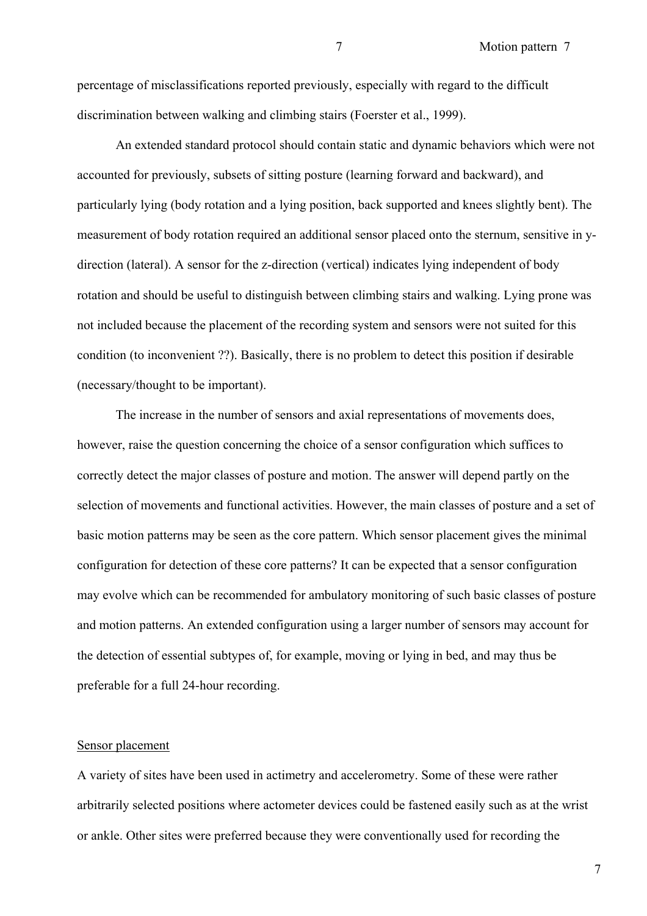percentage of misclassifications reported previously, especially with regard to the difficult discrimination between walking and climbing stairs (Foerster et al., 1999).

An extended standard protocol should contain static and dynamic behaviors which were not accounted for previously, subsets of sitting posture (learning forward and backward), and particularly lying (body rotation and a lying position, back supported and knees slightly bent). The measurement of body rotation required an additional sensor placed onto the sternum, sensitive in y-direction (lateral). A sensor for the z-direction (vertical) indicates lying independent of body rotation and should be useful to distinguish between climbing stairs and walking. Lying prone was not included because the placement of the recording system and sensors were not suited for this condition (to inconvenient ??). Basically, there is no problem to detect this position if desirable (necessary/thought to be important).

The increase in the number of sensors and axial representations of movements does, however, raise the question concerning the choice of a sensor configuration which suffices to correctly detect the major classes of posture and motion. The answer will depend partly on the selection of movements and functional activities. However, the main classes of posture and a set of basic motion patterns may be seen as the core pattern. Which sensor placement gives the minimal configuration for detection of these core patterns? It can be expected that a sensor configuration may evolve which can be recommended for ambulatory monitoring of such basic classes of posture and motion patterns. An extended configuration using a larger number of sensors may account for the detection of essential subtypes of, for example, moving or lying in bed, and may thus be preferable for a full 24-hour recording.

## Sensor placement

A variety of sites have been used in actimetry and accelerometry. Some of these were rather arbitrarily selected positions where actometer devices could be fastened easily such as at the wrist or ankle. Other sites were preferred because they were conventionally used for recording the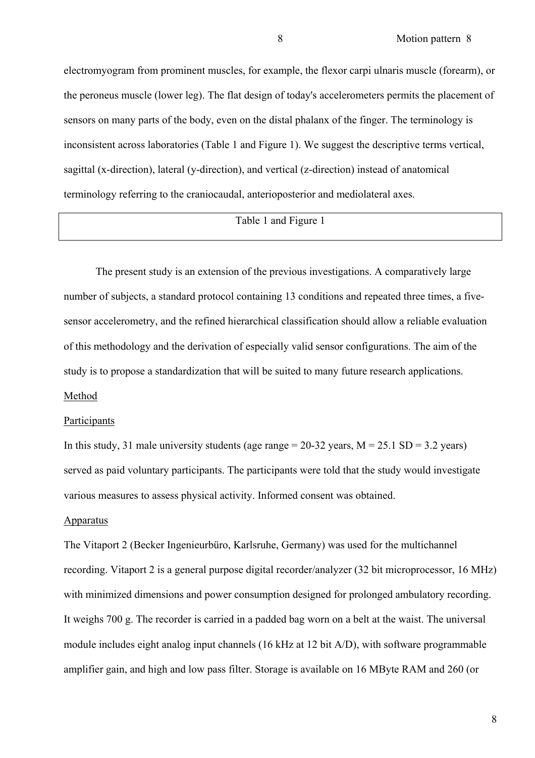electromyogram from prominent muscles, for example, the flexor carpi ulnaris muscle (forearm), or the peroneus muscle (lower leg). The flat design of today's accelerometers permits the placement of sensors on many parts of the body, even on the distal phalanx of the finger. The terminology is inconsistent across laboratories (Table 1 and Figure 1). We suggest the descriptive terms vertical, sagittal (x-direction), lateral (y-direction), and vertical (z-direction) instead of anatomical terminology referring to the craniocaudal, anterioposterior and mediolateral axes.

| Table 1 and Figure 1 |
|---|

The present study is an extension of the previous investigations. A comparatively large number of subjects, a standard protocol containing 13 conditions and repeated three times, a five-sensor accelerometry, and the refined hierarchical classification should allow a reliable evaluation of this methodology and the derivation of especially valid sensor configurations. The aim of the study is to propose a standardization that will be suited to many future research applications.

## Method

### Participants

In this study, 31 male university students (age range = 20-32 years, M = 25.1 SD = 3.2 years) served as paid voluntary participants. The participants were told that the study would investigate various measures to assess physical activity. Informed consent was obtained.

### Apparatus

The Vitaport 2 (Becker Ingenieurbüro, Karlsruhe, Germany) was used for the multichannel recording. Vitaport 2 is a general purpose digital recorder/analyzer (32 bit microprocessor, 16 MHz) with minimized dimensions and power consumption designed for prolonged ambulatory recording. It weighs 700 g. The recorder is carried in a padded bag worn on a belt at the waist. The universal module includes eight analog input channels (16 kHz at 12 bit A/D), with software programmable amplifier gain, and high and low pass filter. Storage is available on 16 MByte RAM and 260 (or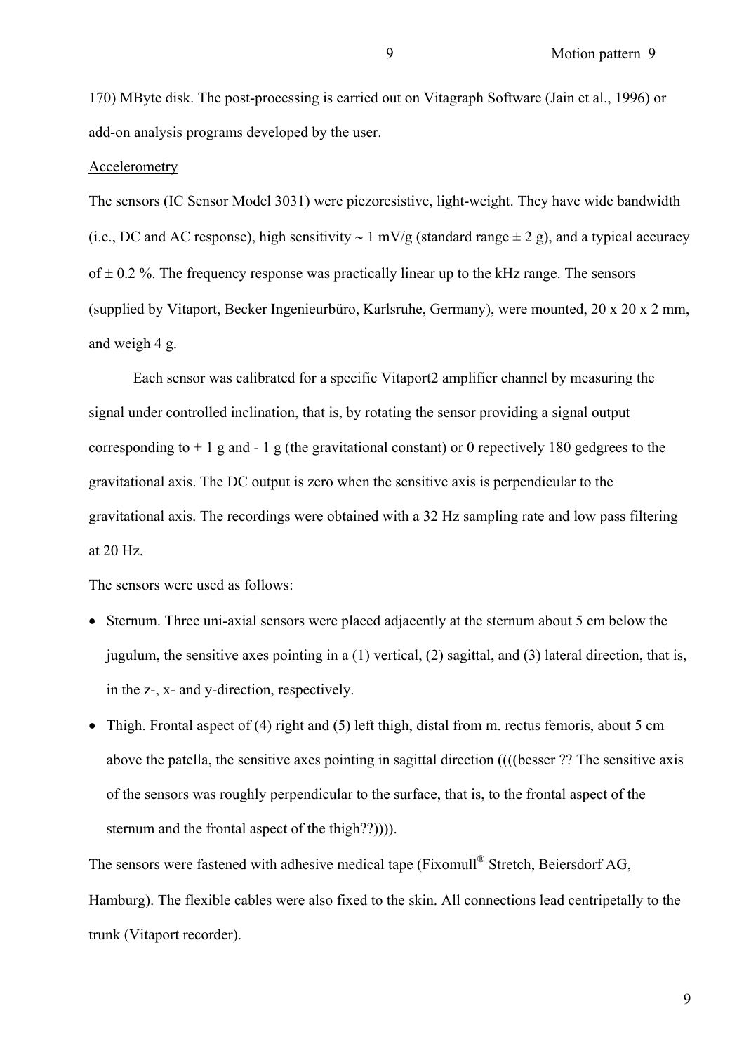170) MByte disk. The post-processing is carried out on Vitagraph Software (Jain et al., 1996) or add-on analysis programs developed by the user.

<u>Accelerometry</u>

The sensors (IC Sensor Model 3031) were piezoresistive, light-weight. They have wide bandwidth (i.e., DC and AC response), high sensitivity ~ 1 mV/g (standard range ± 2 g), and a typical accuracy of ± 0.2 %. The frequency response was practically linear up to the kHz range. The sensors (supplied by Vitaport, Becker Ingenieurbüro, Karlsruhe, Germany), were mounted, 20 x 20 x 2 mm, and weigh 4 g.

Each sensor was calibrated for a specific Vitaport2 amplifier channel by measuring the signal under controlled inclination, that is, by rotating the sensor providing a signal output corresponding to + 1 g and - 1 g (the gravitational constant) or 0 repectively 180 gedgrees to the gravitational axis. The DC output is zero when the sensitive axis is perpendicular to the gravitational axis. The recordings were obtained with a 32 Hz sampling rate and low pass filtering at 20 Hz.

The sensors were used as follows:

- Sternum. Three uni-axial sensors were placed adjacently at the sternum about 5 cm below the jugulum, the sensitive axes pointing in a (1) vertical, (2) sagittal, and (3) lateral direction, that is, in the z-, x- and y-direction, respectively.
- Thigh. Frontal aspect of (4) right and (5) left thigh, distal from m. rectus femoris, about 5 cm above the patella, the sensitive axes pointing in sagittal direction ((((besser ?? The sensitive axis of the sensors was roughly perpendicular to the surface, that is, to the frontal aspect of the sternum and the frontal aspect of the thigh??)))).

The sensors were fastened with adhesive medical tape (Fixomull® Stretch, Beiersdorf AG, Hamburg). The flexible cables were also fixed to the skin. All connections lead centripetally to the trunk (Vitaport recorder).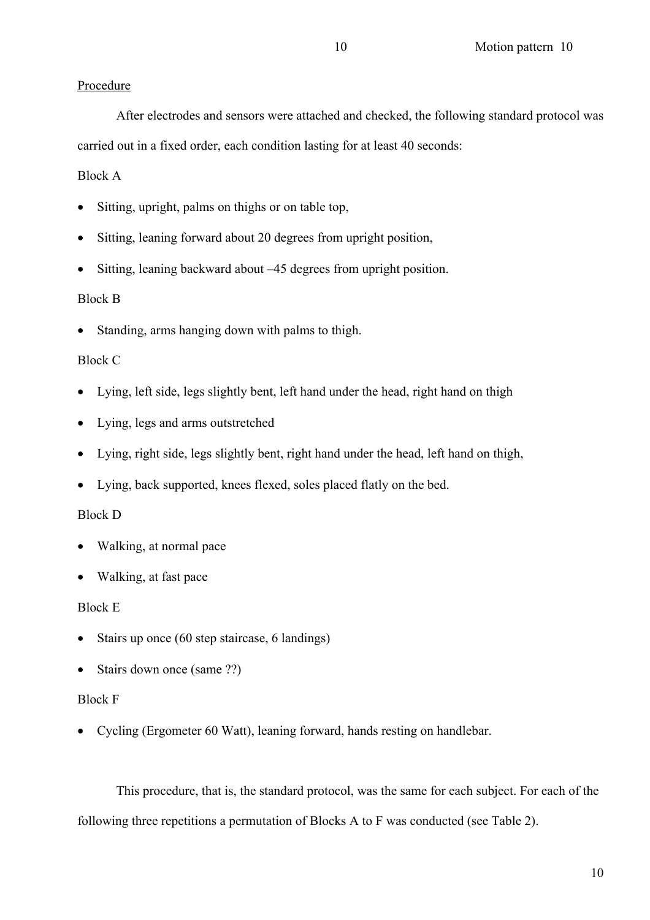Procedure

After electrodes and sensors were attached and checked, the following standard protocol was carried out in a fixed order, each condition lasting for at least 40 seconds:

Block A

- Sitting, upright, palms on thighs or on table top,
- Sitting, leaning forward about 20 degrees from upright position,
- Sitting, leaning backward about –45 degrees from upright position.

Block B

- Standing, arms hanging down with palms to thigh.

Block C

- Lying, left side, legs slightly bent, left hand under the head, right hand on thigh
- Lying, legs and arms outstretched
- Lying, right side, legs slightly bent, right hand under the head, left hand on thigh,
- Lying, back supported, knees flexed, soles placed flatly on the bed.

Block D

- Walking, at normal pace
- Walking, at fast pace

Block E

- Stairs up once (60 step staircase, 6 landings)
- Stairs down once (same ??)

Block F

- Cycling (Ergometer 60 Watt), leaning forward, hands resting on handlebar.

This procedure, that is, the standard protocol, was the same for each subject. For each of the following three repetitions a permutation of Blocks A to F was conducted (see Table 2).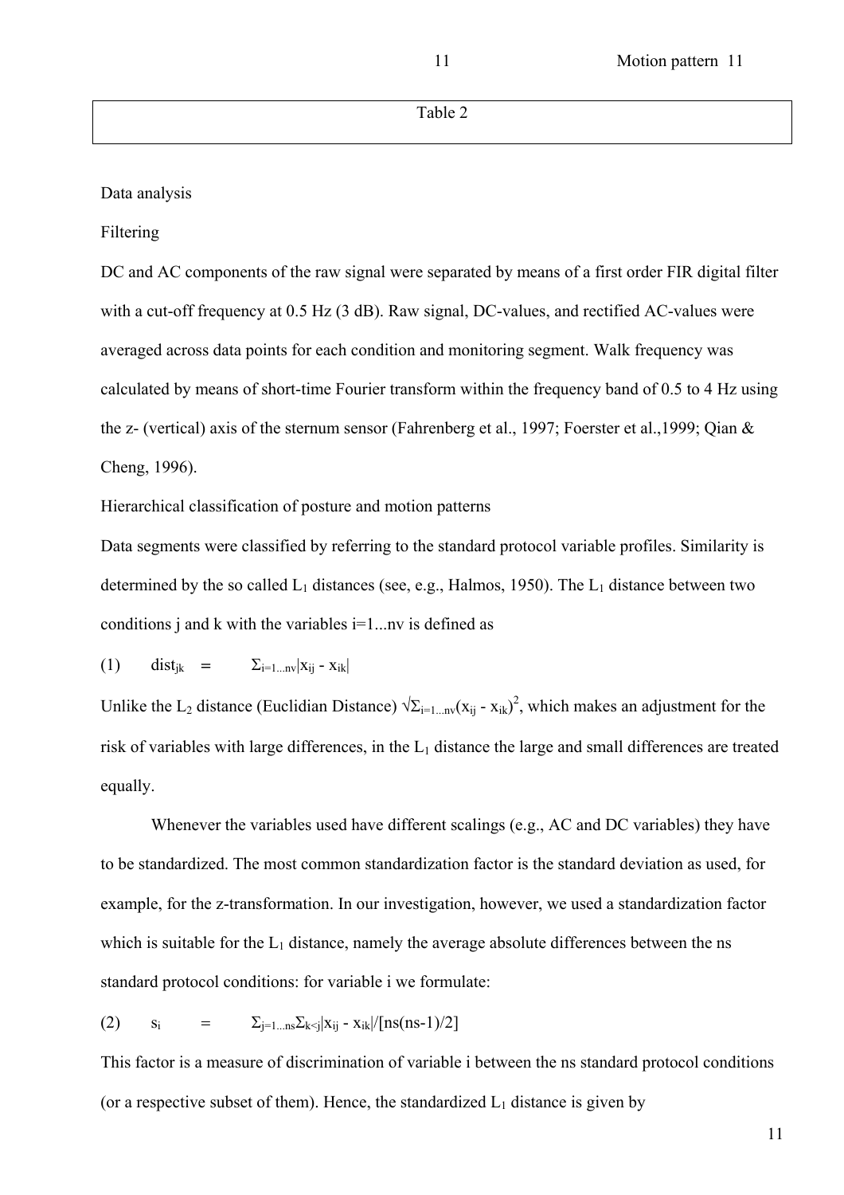Table 2

Data analysis

Filtering

DC and AC components of the raw signal were separated by means of a first order FIR digital filter with a cut-off frequency at 0.5 Hz (3 dB). Raw signal, DC-values, and rectified AC-values were averaged across data points for each condition and monitoring segment. Walk frequency was calculated by means of short-time Fourier transform within the frequency band of 0.5 to 4 Hz using the z- (vertical) axis of the sternum sensor (Fahrenberg et al., 1997; Foerster et al.,1999; Qian & Cheng, 1996).

Hierarchical classification of posture and motion patterns

Data segments were classified by referring to the standard protocol variable profiles. Similarity is determined by the so called $L_1$ distances (see, e.g., Halmos, 1950). The $L_1$ distance between two conditions j and k with the variables i=1...nv is defined as

$$(1) \qquad dist_{jk} = \Sigma_{i=1...nv}|x_{ij} - x_{ik}|$$

Unlike the $L_2$ distance (Euclidian Distance) $\sqrt{\Sigma_{i=1...nv}(x_{ij} - x_{ik})^2}$, which makes an adjustment for the risk of variables with large differences, in the $L_1$ distance the large and small differences are treated equally.

Whenever the variables used have different scalings (e.g., AC and DC variables) they have to be standardized. The most common standardization factor is the standard deviation as used, for example, for the z-transformation. In our investigation, however, we used a standardization factor which is suitable for the $L_1$ distance, namely the average absolute differences between the ns standard protocol conditions: for variable i we formulate:

$$(2) \qquad s_i = \Sigma_{j=1...ns}\Sigma_{k<j}|x_{ij} - x_{ik}|/[ns(ns-1)/2]$$

This factor is a measure of discrimination of variable i between the ns standard protocol conditions (or a respective subset of them). Hence, the standardized $L_1$ distance is given by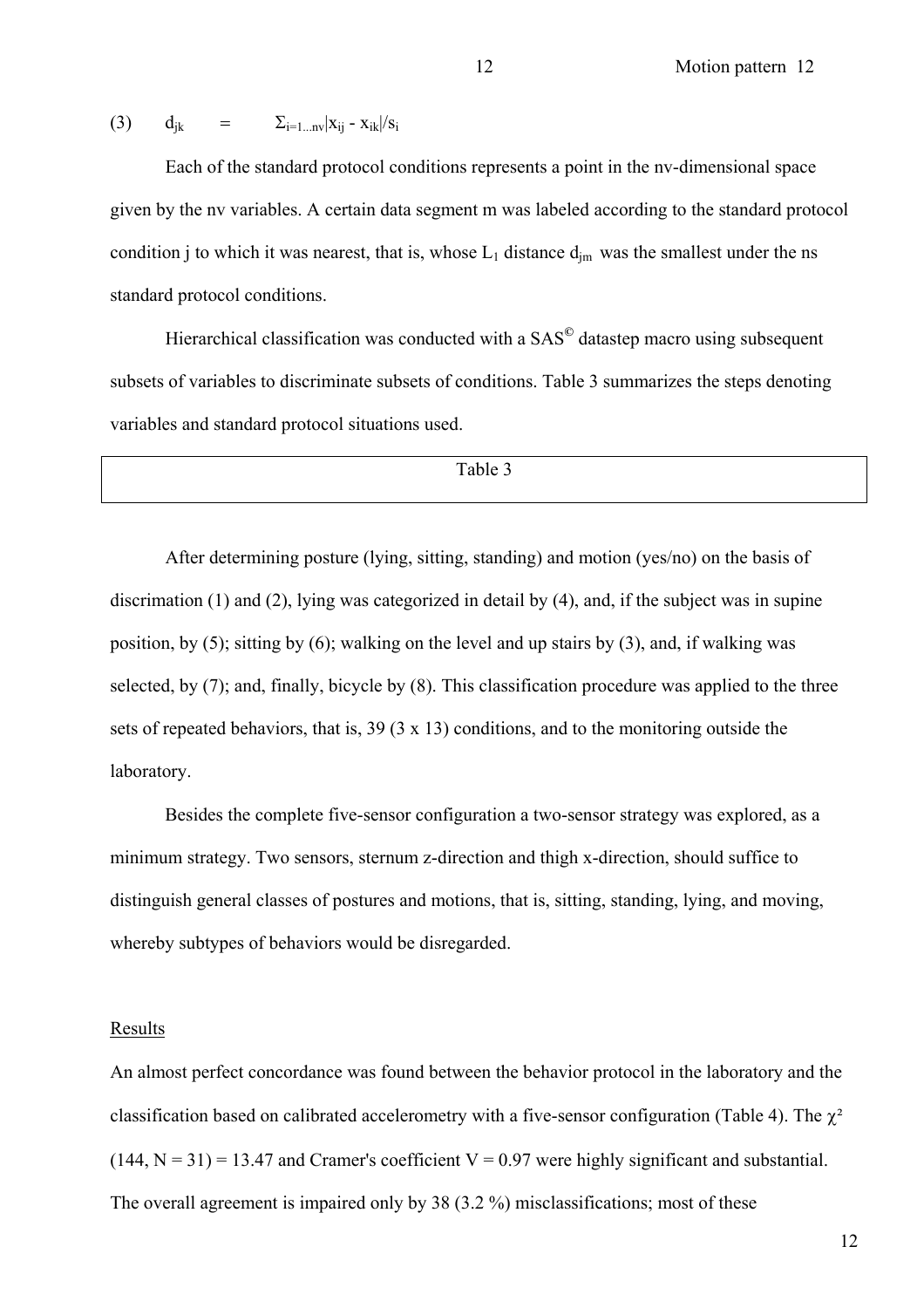(3) $d_{jk} = \Sigma_{i=1...nv}|x_{ij} - x_{ik}|/s_i$

Each of the standard protocol conditions represents a point in the nv-dimensional space given by the nv variables. A certain data segment m was labeled according to the standard protocol condition j to which it was nearest, that is, whose $L_1$ distance $d_{jm}$ was the smallest under the ns standard protocol conditions.

Hierarchical classification was conducted with a SAS© datastep macro using subsequent subsets of variables to discriminate subsets of conditions. Table 3 summarizes the steps denoting variables and standard protocol situations used.

| Table 3 |
|---|

After determining posture (lying, sitting, standing) and motion (yes/no) on the basis of discrimation (1) and (2), lying was categorized in detail by (4), and, if the subject was in supine position, by (5); sitting by (6); walking on the level and up stairs by (3), and, if walking was selected, by (7); and, finally, bicycle by (8). This classification procedure was applied to the three sets of repeated behaviors, that is, 39 (3 x 13) conditions, and to the monitoring outside the laboratory.

Besides the complete five-sensor configuration a two-sensor strategy was explored, as a minimum strategy. Two sensors, sternum z-direction and thigh x-direction, should suffice to distinguish general classes of postures and motions, that is, sitting, standing, lying, and moving, whereby subtypes of behaviors would be disregarded.

## Results

An almost perfect concordance was found between the behavior protocol in the laboratory and the classification based on calibrated accelerometry with a five-sensor configuration (Table 4). The $\chi^2$ $(144, N = 31) = 13.47$ and Cramer's coefficient $V = 0.97$ were highly significant and substantial. The overall agreement is impaired only by 38 (3.2 %) misclassifications; most of these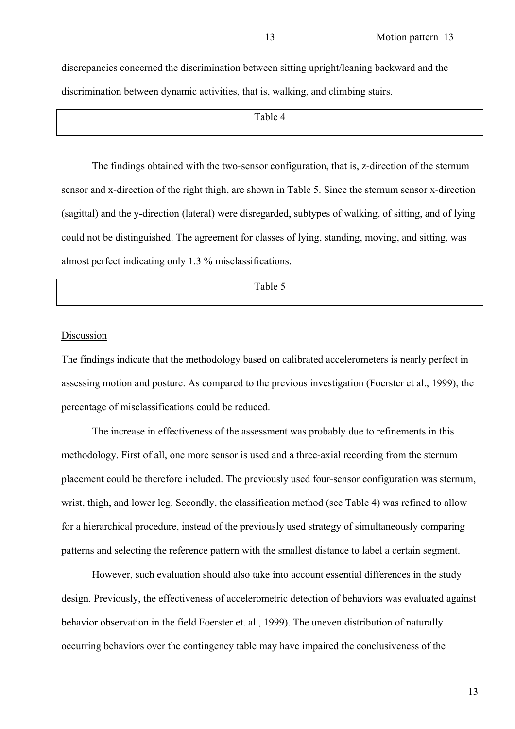discrepancies concerned the discrimination between sitting upright/leaning backward and the discrimination between dynamic activities, that is, walking, and climbing stairs.

Table 4

The findings obtained with the two-sensor configuration, that is, z-direction of the sternum sensor and x-direction of the right thigh, are shown in Table 5. Since the sternum sensor x-direction (sagittal) and the y-direction (lateral) were disregarded, subtypes of walking, of sitting, and of lying could not be distinguished. The agreement for classes of lying, standing, moving, and sitting, was almost perfect indicating only 1.3 % misclassifications.

Table 5

## Discussion

The findings indicate that the methodology based on calibrated accelerometers is nearly perfect in assessing motion and posture. As compared to the previous investigation (Foerster et al., 1999), the percentage of misclassifications could be reduced.

The increase in effectiveness of the assessment was probably due to refinements in this methodology. First of all, one more sensor is used and a three-axial recording from the sternum placement could be therefore included. The previously used four-sensor configuration was sternum, wrist, thigh, and lower leg. Secondly, the classification method (see Table 4) was refined to allow for a hierarchical procedure, instead of the previously used strategy of simultaneously comparing patterns and selecting the reference pattern with the smallest distance to label a certain segment.

However, such evaluation should also take into account essential differences in the study design. Previously, the effectiveness of accelerometric detection of behaviors was evaluated against behavior observation in the field Foerster et. al., 1999). The uneven distribution of naturally occurring behaviors over the contingency table may have impaired the conclusiveness of the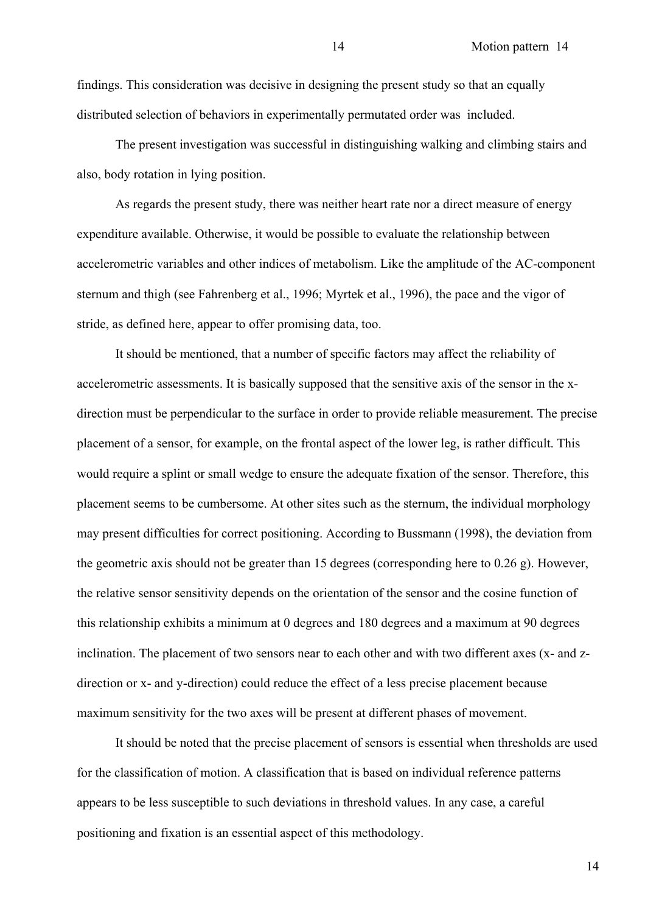findings. This consideration was decisive in designing the present study so that an equally distributed selection of behaviors in experimentally permutated order was included.

The present investigation was successful in distinguishing walking and climbing stairs and also, body rotation in lying position.

As regards the present study, there was neither heart rate nor a direct measure of energy expenditure available. Otherwise, it would be possible to evaluate the relationship between accelerometric variables and other indices of metabolism. Like the amplitude of the AC-component sternum and thigh (see Fahrenberg et al., 1996; Myrtek et al., 1996), the pace and the vigor of stride, as defined here, appear to offer promising data, too.

It should be mentioned, that a number of specific factors may affect the reliability of accelerometric assessments. It is basically supposed that the sensitive axis of the sensor in the x-direction must be perpendicular to the surface in order to provide reliable measurement. The precise placement of a sensor, for example, on the frontal aspect of the lower leg, is rather difficult. This would require a splint or small wedge to ensure the adequate fixation of the sensor. Therefore, this placement seems to be cumbersome. At other sites such as the sternum, the individual morphology may present difficulties for correct positioning. According to Bussmann (1998), the deviation from the geometric axis should not be greater than 15 degrees (corresponding here to 0.26 g). However, the relative sensor sensitivity depends on the orientation of the sensor and the cosine function of this relationship exhibits a minimum at 0 degrees and 180 degrees and a maximum at 90 degrees inclination. The placement of two sensors near to each other and with two different axes (x- and z-direction or x- and y-direction) could reduce the effect of a less precise placement because maximum sensitivity for the two axes will be present at different phases of movement.

It should be noted that the precise placement of sensors is essential when thresholds are used for the classification of motion. A classification that is based on individual reference patterns appears to be less susceptible to such deviations in threshold values. In any case, a careful positioning and fixation is an essential aspect of this methodology.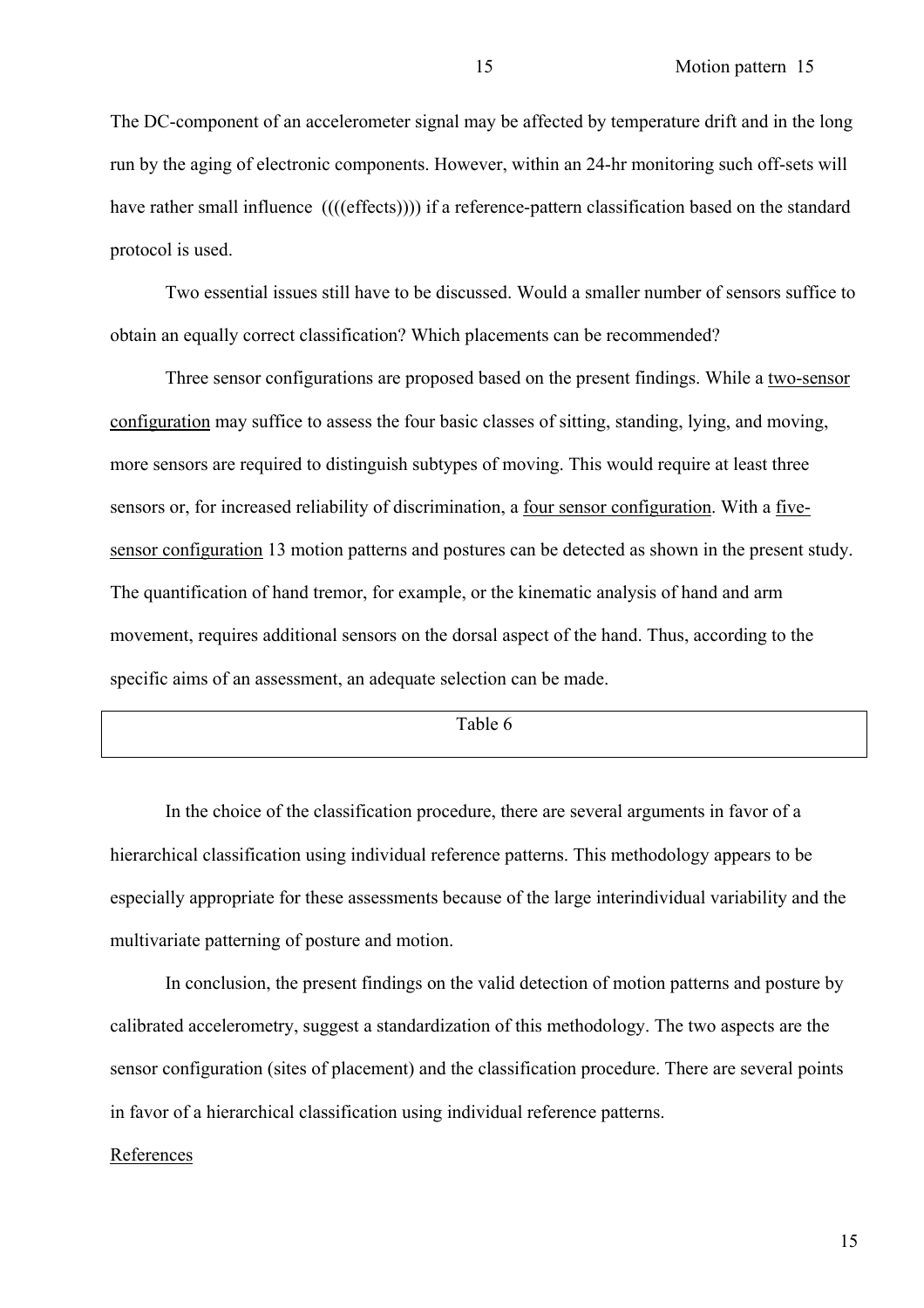The DC-component of an accelerometer signal may be affected by temperature drift and in the long run by the aging of electronic components. However, within an 24-hr monitoring such off-sets will have rather small influence  ((((effects)))) if a reference-pattern classification based on the standard protocol is used.

Two essential issues still have to be discussed. Would a smaller number of sensors suffice to obtain an equally correct classification? Which placements can be recommended?

Three sensor configurations are proposed based on the present findings. While a two-sensor configuration may suffice to assess the four basic classes of sitting, standing, lying, and moving, more sensors are required to distinguish subtypes of moving. This would require at least three sensors or, for increased reliability of discrimination, a four sensor configuration. With a five-sensor configuration 13 motion patterns and postures can be detected as shown in the present study. The quantification of hand tremor, for example, or the kinematic analysis of hand and arm movement, requires additional sensors on the dorsal aspect of the hand. Thus, according to the specific aims of an assessment, an adequate selection can be made.

Table 6

In the choice of the classification procedure, there are several arguments in favor of a hierarchical classification using individual reference patterns. This methodology appears to be especially appropriate for these assessments because of the large interindividual variability and the multivariate patterning of posture and motion.

In conclusion, the present findings on the valid detection of motion patterns and posture by calibrated accelerometry, suggest a standardization of this methodology. The two aspects are the sensor configuration (sites of placement) and the classification procedure. There are several points in favor of a hierarchical classification using individual reference patterns.

References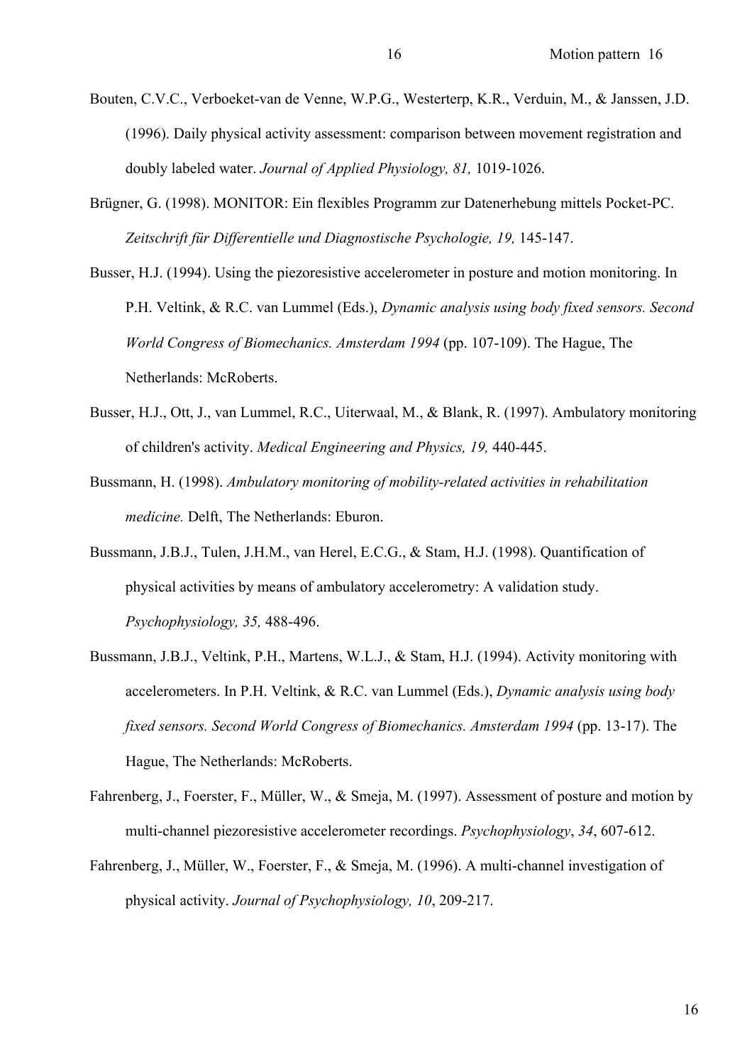Bouten, C.V.C., Verboeket-van de Venne, W.P.G., Westerterp, K.R., Verduin, M., & Janssen, J.D. (1996). Daily physical activity assessment: comparison between movement registration and doubly labeled water. *Journal of Applied Physiology, 81,* 1019-1026.

Brügner, G. (1998). MONITOR: Ein flexibles Programm zur Datenerhebung mittels Pocket-PC. *Zeitschrift für Differentielle und Diagnostische Psychologie, 19,* 145-147.

Busser, H.J. (1994). Using the piezoresistive accelerometer in posture and motion monitoring. In P.H. Veltink, & R.C. van Lummel (Eds.), *Dynamic analysis using body fixed sensors. Second World Congress of Biomechanics. Amsterdam 1994* (pp. 107-109). The Hague, The Netherlands: McRoberts.

Busser, H.J., Ott, J., van Lummel, R.C., Uiterwaal, M., & Blank, R. (1997). Ambulatory monitoring of children's activity. *Medical Engineering and Physics, 19,* 440-445.

Bussmann, H. (1998). *Ambulatory monitoring of mobility-related activities in rehabilitation medicine.* Delft, The Netherlands: Eburon.

Bussmann, J.B.J., Tulen, J.H.M., van Herel, E.C.G., & Stam, H.J. (1998). Quantification of physical activities by means of ambulatory accelerometry: A validation study. *Psychophysiology, 35,* 488-496.

Bussmann, J.B.J., Veltink, P.H., Martens, W.L.J., & Stam, H.J. (1994). Activity monitoring with accelerometers. In P.H. Veltink, & R.C. van Lummel (Eds.), *Dynamic analysis using body fixed sensors. Second World Congress of Biomechanics. Amsterdam 1994* (pp. 13-17). The Hague, The Netherlands: McRoberts.

Fahrenberg, J., Foerster, F., Müller, W., & Smeja, M. (1997). Assessment of posture and motion by multi-channel piezoresistive accelerometer recordings. *Psychophysiology*, *34*, 607-612.

Fahrenberg, J., Müller, W., Foerster, F., & Smeja, M. (1996). A multi-channel investigation of physical activity. *Journal of Psychophysiology, 10*, 209-217.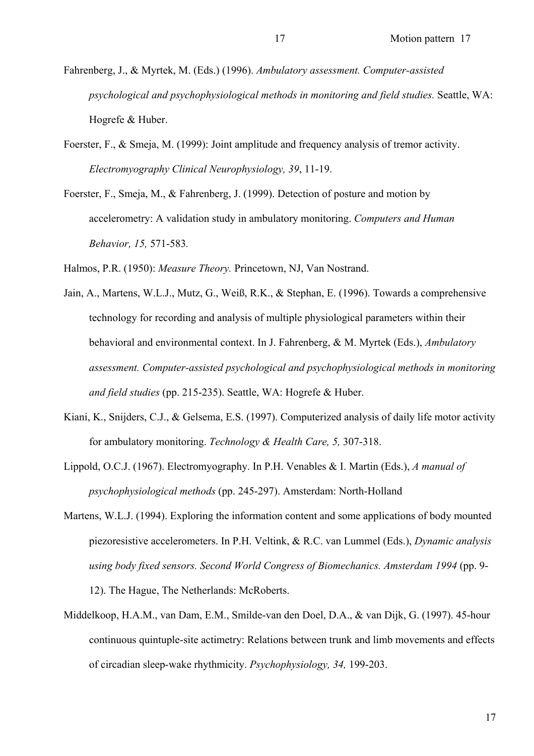Fahrenberg, J., & Myrtek, M. (Eds.) (1996). *Ambulatory assessment. Computer-assisted psychological and psychophysiological methods in monitoring and field studies.* Seattle, WA: Hogrefe & Huber.

Foerster, F., & Smeja, M. (1999): Joint amplitude and frequency analysis of tremor activity. *Electromyography Clinical Neurophysiology, 39*, 11-19.

Foerster, F., Smeja, M., & Fahrenberg, J. (1999). Detection of posture and motion by accelerometry: A validation study in ambulatory monitoring. *Computers and Human Behavior, 15,* 571-583*.*

Halmos, P.R. (1950): *Measure Theory.* Princetown, NJ, Van Nostrand.

Jain, A., Martens, W.L.J., Mutz, G., Weiß, R.K., & Stephan, E. (1996). Towards a comprehensive technology for recording and analysis of multiple physiological parameters within their behavioral and environmental context. In J. Fahrenberg, & M. Myrtek (Eds.), *Ambulatory assessment. Computer-assisted psychological and psychophysiological methods in monitoring and field studies* (pp. 215-235). Seattle, WA: Hogrefe & Huber.

Kiani, K., Snijders, C.J., & Gelsema, E.S. (1997). Computerized analysis of daily life motor activity for ambulatory monitoring. *Technology & Health Care, 5,* 307-318.

Lippold, O.C.J. (1967). Electromyography. In P.H. Venables & I. Martin (Eds.), *A manual of psychophysiological methods* (pp. 245-297). Amsterdam: North-Holland

Martens, W.L.J. (1994). Exploring the information content and some applications of body mounted piezoresistive accelerometers. In P.H. Veltink, & R.C. van Lummel (Eds.), *Dynamic analysis using body fixed sensors. Second World Congress of Biomechanics. Amsterdam 1994* (pp. 9-12). The Hague, The Netherlands: McRoberts.

Middelkoop, H.A.M., van Dam, E.M., Smilde-van den Doel, D.A., & van Dijk, G. (1997). 45-hour continuous quintuple-site actimetry: Relations between trunk and limb movements and effects of circadian sleep-wake rhythmicity. *Psychophysiology, 34,* 199-203.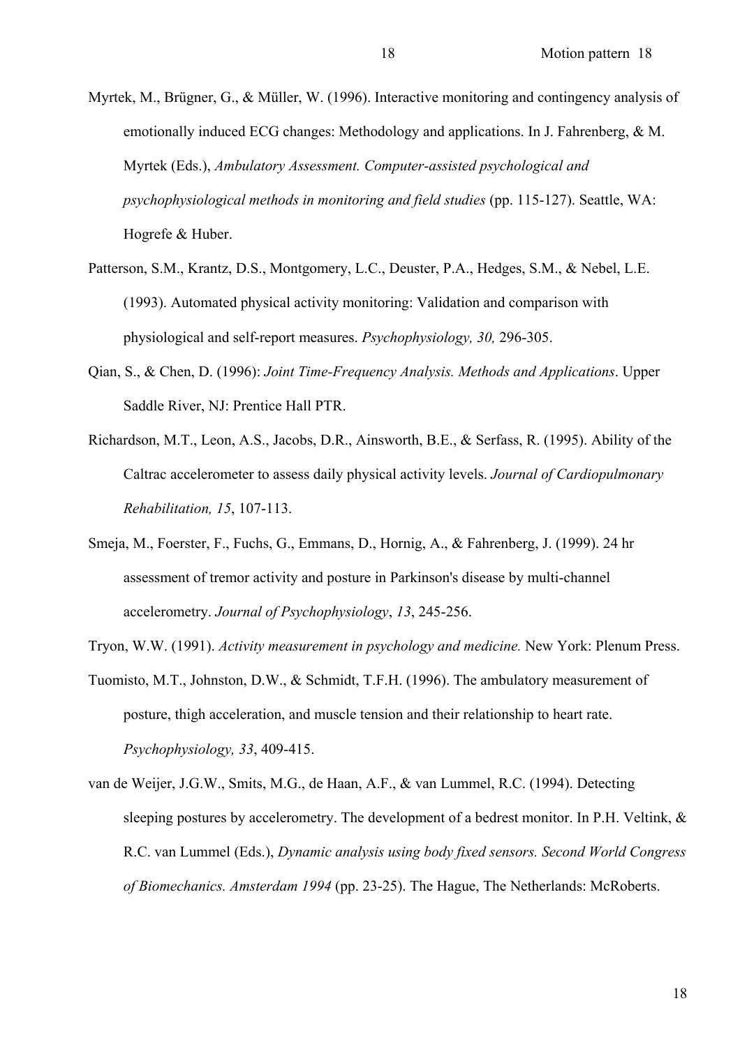Myrtek, M., Brügner, G., & Müller, W. (1996). Interactive monitoring and contingency analysis of emotionally induced ECG changes: Methodology and applications. In J. Fahrenberg, & M. Myrtek (Eds.), *Ambulatory Assessment. Computer-assisted psychological and psychophysiological methods in monitoring and field studies* (pp. 115-127). Seattle, WA: Hogrefe & Huber.

Patterson, S.M., Krantz, D.S., Montgomery, L.C., Deuster, P.A., Hedges, S.M., & Nebel, L.E. (1993). Automated physical activity monitoring: Validation and comparison with physiological and self-report measures. *Psychophysiology, 30,* 296-305.

Qian, S., & Chen, D. (1996): *Joint Time-Frequency Analysis. Methods and Applications*. Upper Saddle River, NJ: Prentice Hall PTR.

Richardson, M.T., Leon, A.S., Jacobs, D.R., Ainsworth, B.E., & Serfass, R. (1995). Ability of the Caltrac accelerometer to assess daily physical activity levels. *Journal of Cardiopulmonary Rehabilitation, 15*, 107-113.

Smeja, M., Foerster, F., Fuchs, G., Emmans, D., Hornig, A., & Fahrenberg, J. (1999). 24 hr assessment of tremor activity and posture in Parkinson's disease by multi-channel accelerometry. *Journal of Psychophysiology*, *13*, 245-256.

Tryon, W.W. (1991). *Activity measurement in psychology and medicine.* New York: Plenum Press.

Tuomisto, M.T., Johnston, D.W., & Schmidt, T.F.H. (1996). The ambulatory measurement of posture, thigh acceleration, and muscle tension and their relationship to heart rate. *Psychophysiology, 33*, 409-415.

van de Weijer, J.G.W., Smits, M.G., de Haan, A.F., & van Lummel, R.C. (1994). Detecting sleeping postures by accelerometry. The development of a bedrest monitor. In P.H. Veltink, & R.C. van Lummel (Eds.), *Dynamic analysis using body fixed sensors. Second World Congress of Biomechanics. Amsterdam 1994* (pp. 23-25). The Hague, The Netherlands: McRoberts.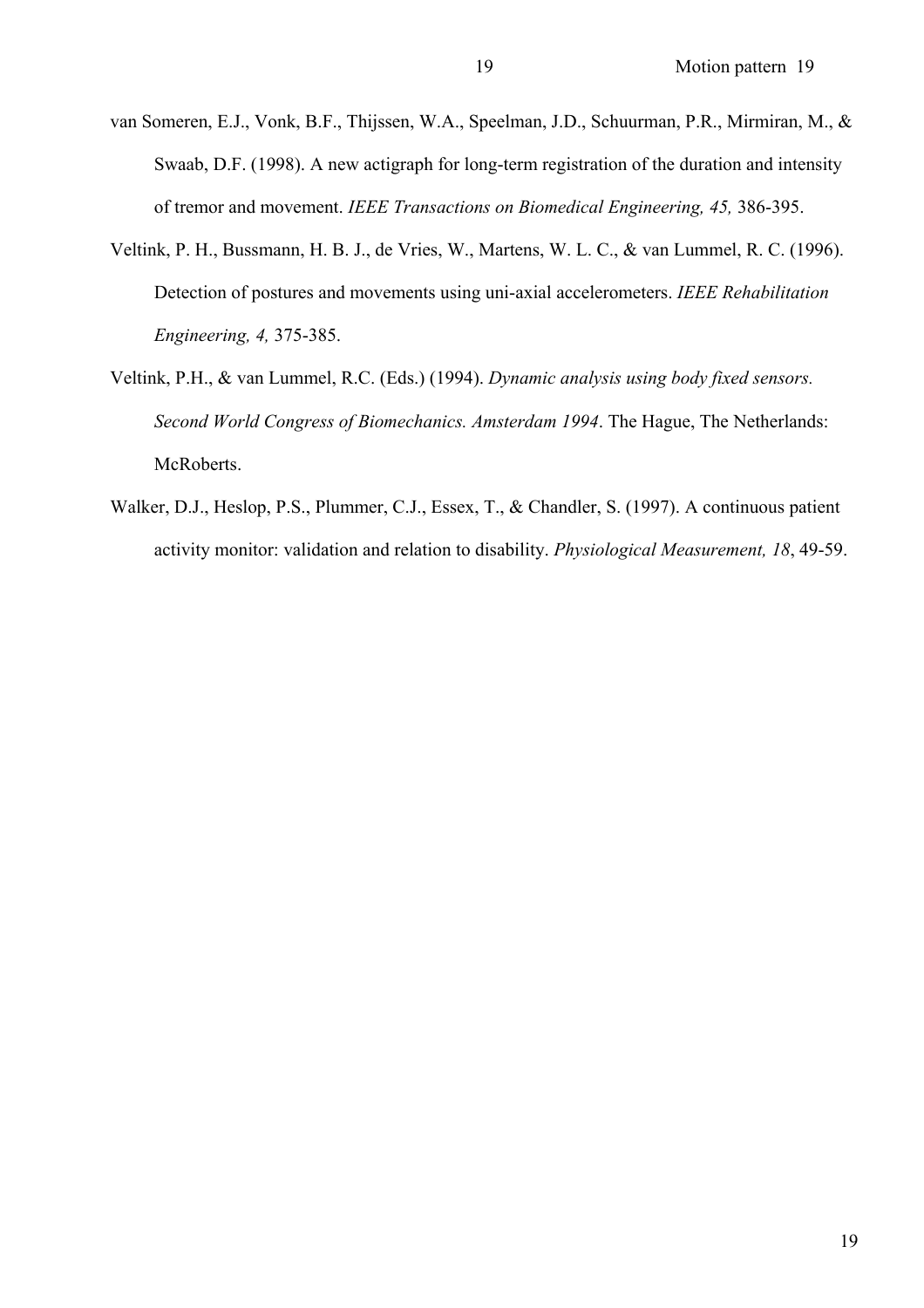van Someren, E.J., Vonk, B.F., Thijssen, W.A., Speelman, J.D., Schuurman, P.R., Mirmiran, M., & Swaab, D.F. (1998). A new actigraph for long-term registration of the duration and intensity of tremor and movement. *IEEE Transactions on Biomedical Engineering, 45,* 386-395.

Veltink, P. H., Bussmann, H. B. J., de Vries, W., Martens, W. L. C., & van Lummel, R. C. (1996). Detection of postures and movements using uni-axial accelerometers. *IEEE Rehabilitation Engineering, 4,* 375-385.

Veltink, P.H., & van Lummel, R.C. (Eds.) (1994). *Dynamic analysis using body fixed sensors. Second World Congress of Biomechanics. Amsterdam 1994*. The Hague, The Netherlands: McRoberts.

Walker, D.J., Heslop, P.S., Plummer, C.J., Essex, T., & Chandler, S. (1997). A continuous patient activity monitor: validation and relation to disability. *Physiological Measurement, 18*, 49-59.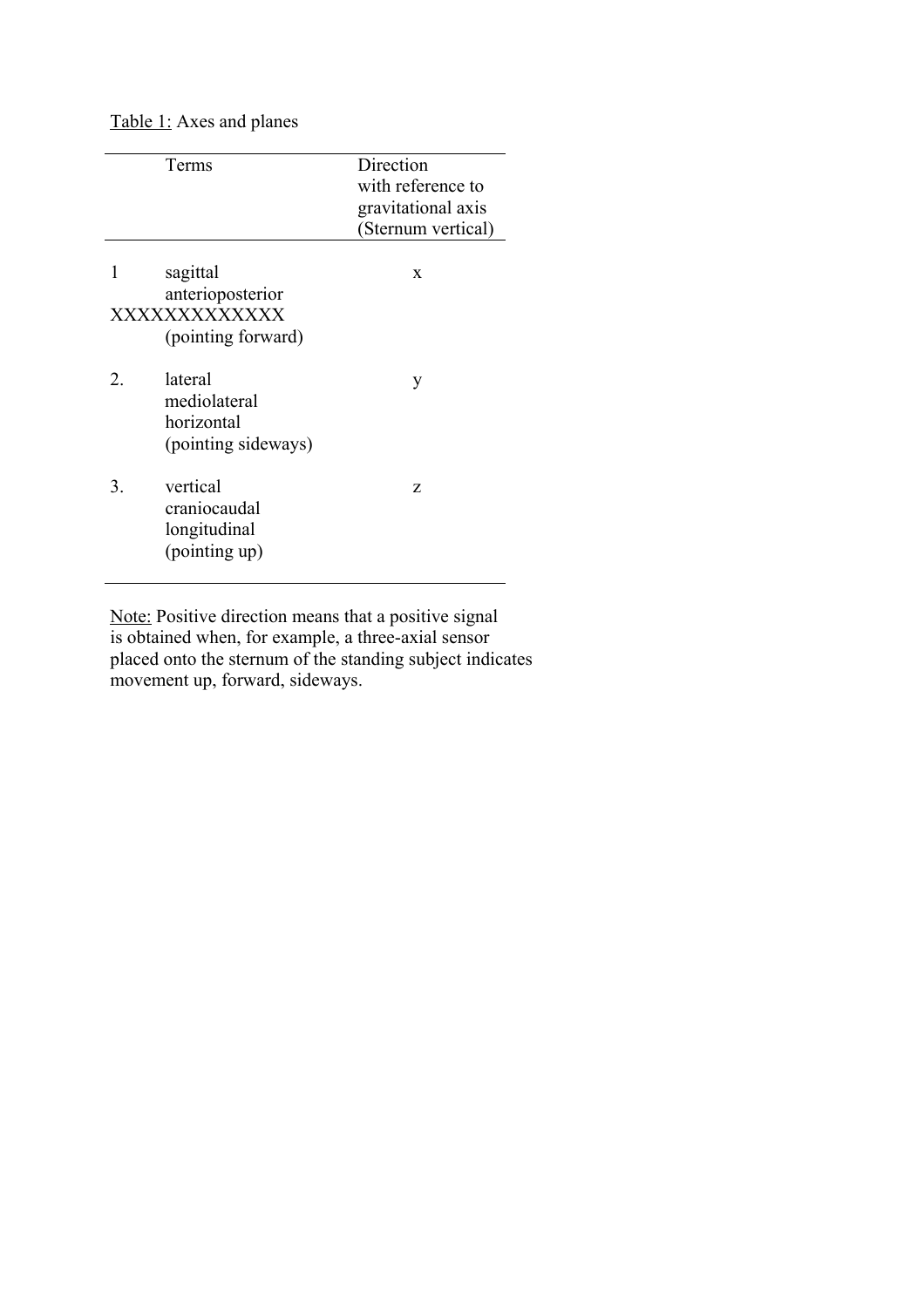Table 1: Axes and planes

| | Terms | Direction with reference to gravitational axis (Sternum vertical) |
|---|---|---|
| 1 | sagittal<br>anterioposterior<br>XXXXXXXXXXXXX<br>(pointing forward) | x |
| 2. | lateral<br>mediolateral<br>horizontal<br>(pointing sideways) | y |
| 3. | vertical<br>craniocaudal<br>longitudinal<br>(pointing up) | z |

Note: Positive direction means that a positive signal is obtained when, for example, a three-axial sensor placed onto the sternum of the standing subject indicates movement up, forward, sideways.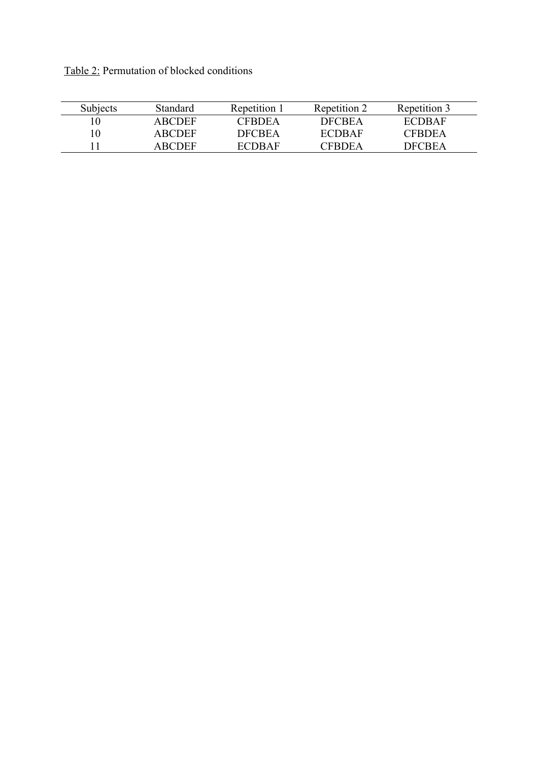Table 2: Permutation of blocked conditions

| Subjects | Standard | Repetition 1 | Repetition 2 | Repetition 3 |
|---|---|---|---|---|
| 10 | ABCDEF | CFBDEA | DFCBEA | ECDBAF |
| 10 | ABCDEF | DFCBEA | ECDBAF | CFBDEA |
| 11 | ABCDEF | ECDBAF | CFBDEA | DFCBEA |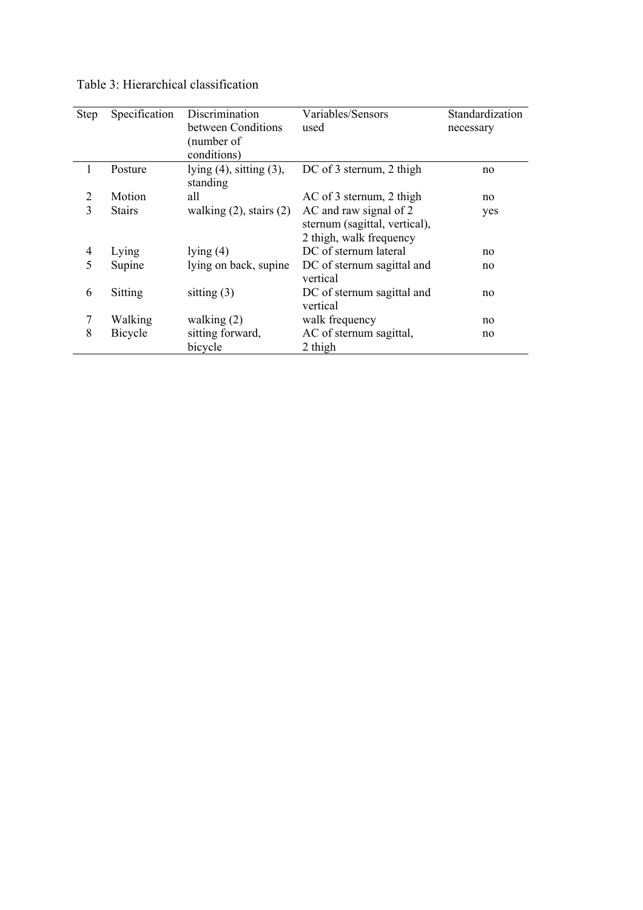Table 3: Hierarchical classification

| Step | Specification | Discrimination between Conditions (number of conditions) | Variables/Sensors used | Standardization necessary |
|---|---|---|---|---|
| 1 | Posture | lying (4), sitting (3), standing | DC of 3 sternum, 2 thigh | no |
| 2 | Motion | all | AC of 3 sternum, 2 thigh | no |
| 3 | Stairs | walking (2), stairs (2) | AC and raw signal of 2 sternum (sagittal, vertical), 2 thigh, walk frequency | yes |
| 4 | Lying | lying (4) | DC of sternum lateral | no |
| 5 | Supine | lying on back, supine | DC of sternum sagittal and vertical | no |
| 6 | Sitting | sitting (3) | DC of sternum sagittal and vertical | no |
| 7 | Walking | walking (2) | walk frequency | no |
| 8 | Bicycle | sitting forward, bicycle | AC of sternum sagittal, 2 thigh | no |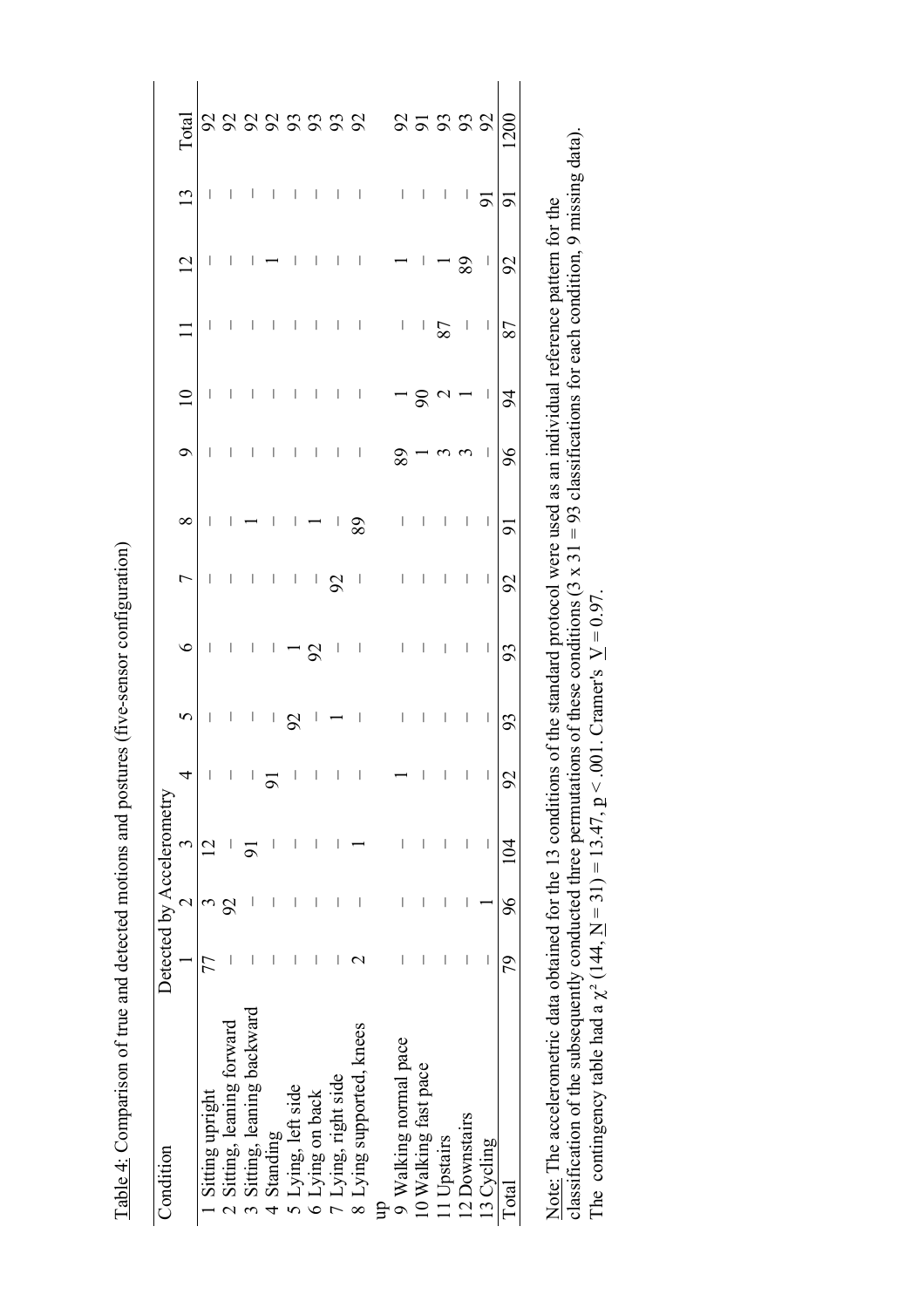Table 4: Comparison of true and detected motions and postures (five-sensor configuration)

| Condition | Detected by Accelerometry | | | | | | | | | | | | | Total |
|---|---|---|---|---|---|---|---|---|---|---|---|---|---|---|
| | 1 | 2 | 3 | 4 | 5 | 6 | 7 | 8 | 9 | 10 | 11 | 12 | 13 | |
| 1 Sitting upright | 77 | 3 | 12 | – | – | – | – | – | – | – | – | – | – | 92 |
| 2 Sitting, leaning forward | – | 92 | – | – | – | – | – | – | – | – | – | – | – | 92 |
| 3 Sitting, leaning backward | – | – | 91 | – | – | – | – | 1 | – | – | – | – | – | 92 |
| 4 Standing | – | – | – | 91 | – | – | – | – | – | – | – | 1 | – | 92 |
| 5 Lying, left side | – | – | – | – | 92 | 1 | – | – | – | – | – | – | – | 93 |
| 6 Lying on back | – | – | – | – | – | 92 | – | 1 | – | – | – | – | – | 93 |
| 7 Lying, right side | – | – | – | – | 1 | – | 92 | – | – | – | – | – | – | 93 |
| 8 Lying supported, knees up | 2 | – | 1 | – | – | – | – | 89 | – | – | – | – | – | 92 |
| 9 Walking normal pace | – | – | – | 1 | – | – | – | – | 89 | 1 | – | 1 | – | 92 |
| 10 Walking fast pace | – | – | – | – | – | – | – | – | 1 | 90 | – | – | – | 91 |
| 11 Upstairs | – | – | – | – | – | – | – | – | 3 | 2 | 87 | 1 | – | 93 |
| 12 Downstairs | – | – | – | – | – | – | – | – | 3 | 1 | – | 89 | – | 93 |
| 13 Cycling | – | 1 | – | – | – | – | – | – | – | – | – | – | 91 | 92 |
| Total | 79 | 96 | 104 | 92 | 93 | 93 | 92 | 91 | 96 | 94 | 87 | 92 | 91 | 1200 |

Note: The accelerometric data obtained for the 13 conditions of the standard protocol were used as an individual reference pattern for the classification of the subsequently conducted three permutations of these conditions (3 x 31 = 93 classifications for each condition, 9 missing data). The contingency table had a $\chi^2$ (144, $N$ = 31) = 13.47, $p$ < .001. Cramer's $V$ = 0.97.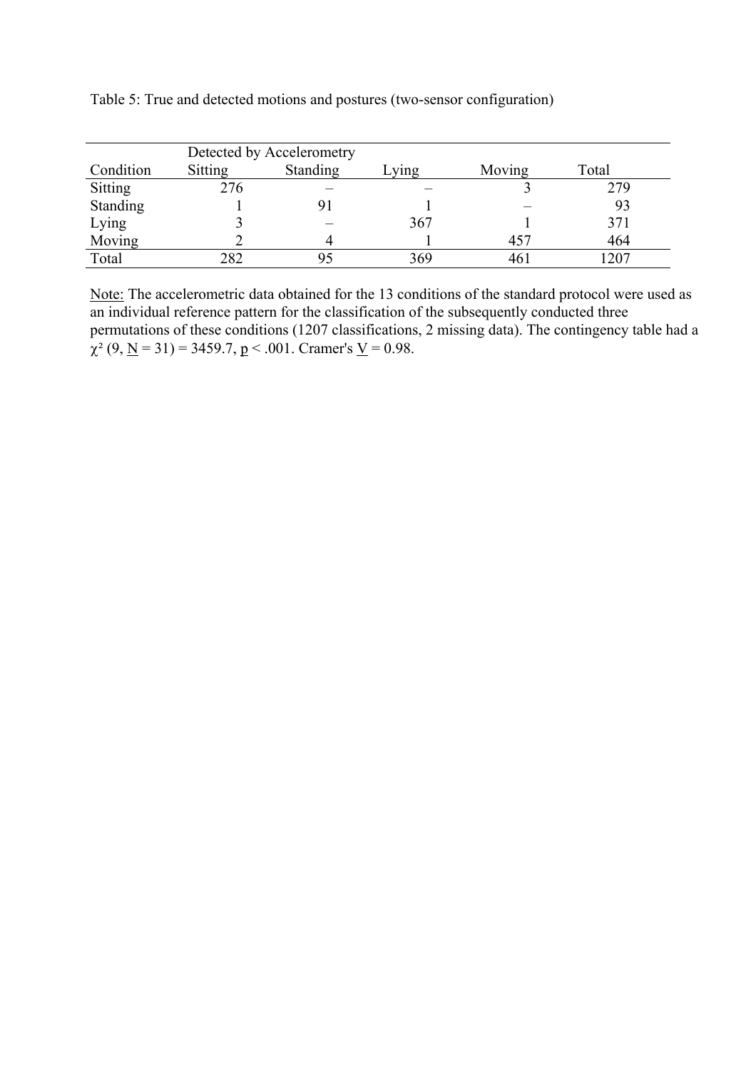Table 5: True and detected motions and postures (two-sensor configuration)

| Condition | Detected by Accelerometry Sitting | Standing | Lying | Moving | Total |
|---|---|---|---|---|---|
| Sitting | 276 | – | – | 3 | 279 |
| Standing | 1 | 91 | 1 | – | 93 |
| Lying | 3 | – | 367 | 1 | 371 |
| Moving | 2 | 4 | 1 | 457 | 464 |
| Total | 282 | 95 | 369 | 461 | 1207 |

Note: The accelerometric data obtained for the 13 conditions of the standard protocol were used as an individual reference pattern for the classification of the subsequently conducted three permutations of these conditions (1207 classifications, 2 missing data). The contingency table had a $\chi^2$ (9, $N$ = 31) = 3459.7, $p < .001$. Cramer's $V$ = 0.98.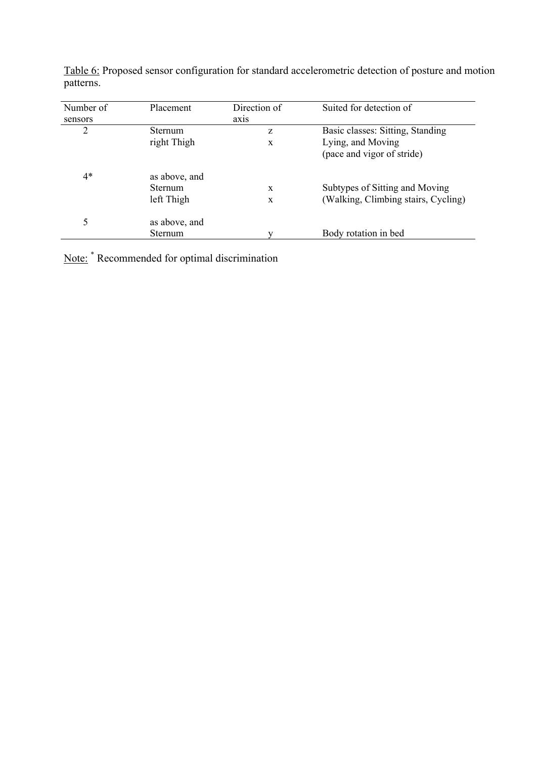Table 6: Proposed sensor configuration for standard accelerometric detection of posture and motion patterns.

| Number of sensors | Placement | Direction of axis | Suited for detection of |
|---|---|---|---|
| 2 | Sternum | z | Basic classes: Sitting, Standing |
| | right Thigh | x | Lying, and Moving (pace and vigor of stride) |
| 4* | as above, and | | |
| | Sternum | x | Subtypes of Sitting and Moving |
| | left Thigh | x | (Walking, Climbing stairs, Cycling) |
| 5 | as above, and | | |
| | Sternum | y | Body rotation in bed |

Note: * Recommended for optimal discrimination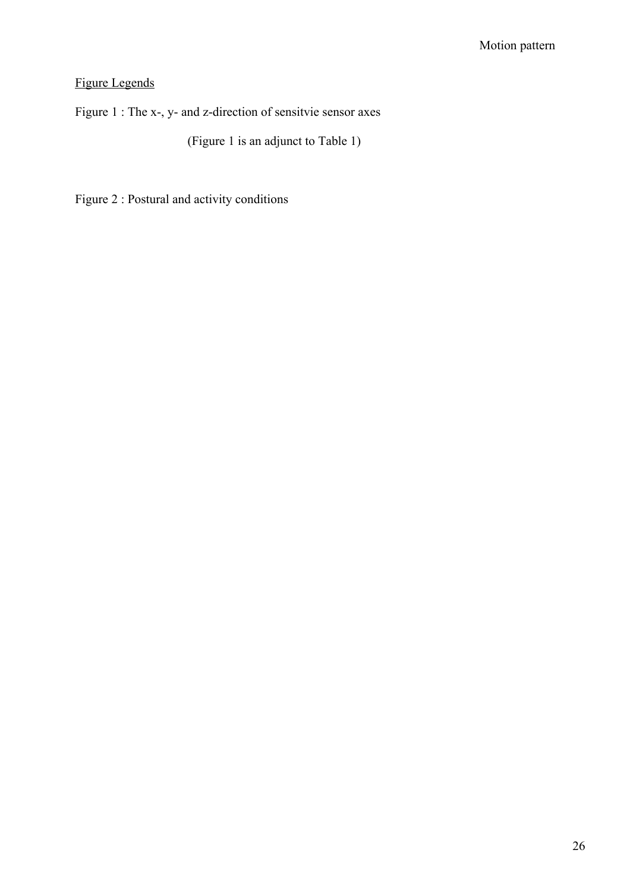Figure Legends

Figure 1 : The x-, y- and z-direction of sensitvie sensor axes

(Figure 1 is an adjunct to Table 1)

Figure 2 : Postural and activity conditions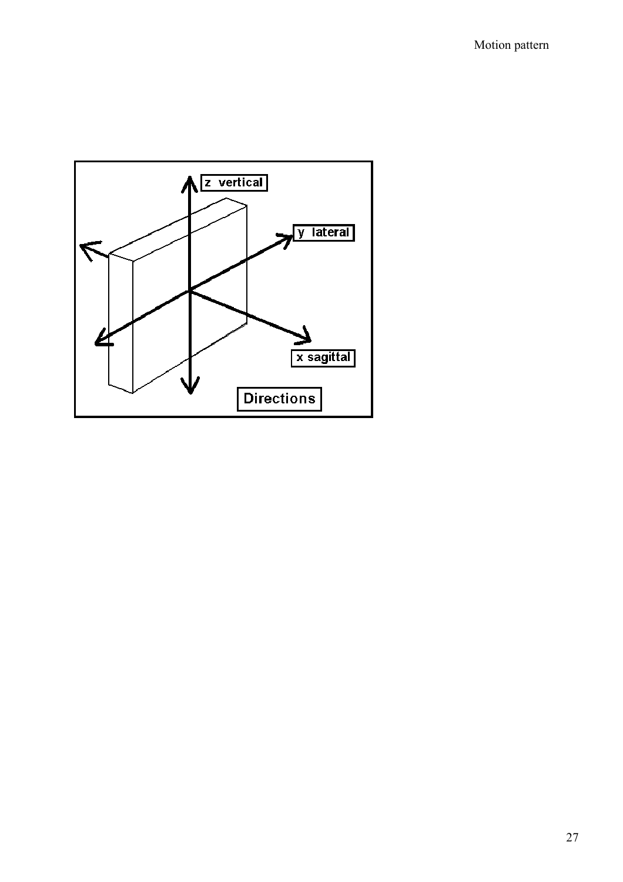z vertical

y lateral

x sagittal

Directions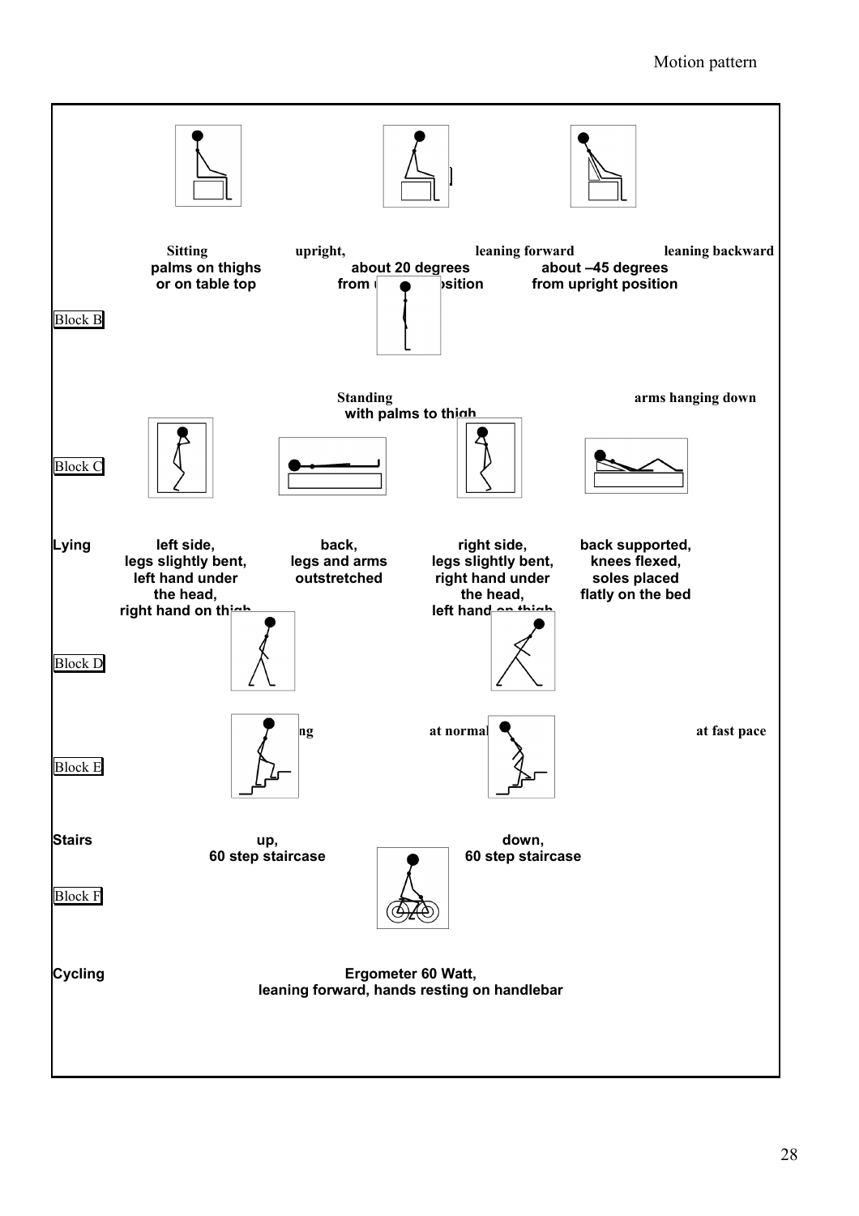Motion pattern

Sitting upright, leaning forward leaning backward
palms on thighs about 20 degrees about –45 degrees
or on table top from upright position from upright position

Block B

Standing arms hanging down
with palms to thigh

Block C

Lying left side, back, right side, back supported,
legs slightly bent, legs and arms legs slightly bent, knees flexed,
left hand under outstretched right hand under soles placed
the head, the head, flatly on the bed
right hand on thigh left hand on thigh

Block D

Walking at normal at fast pace

Block E

Stairs up, down,
60 step staircase 60 step staircase

Block F

Cycling Ergometer 60 Watt,
leaning forward, hands resting on handlebar